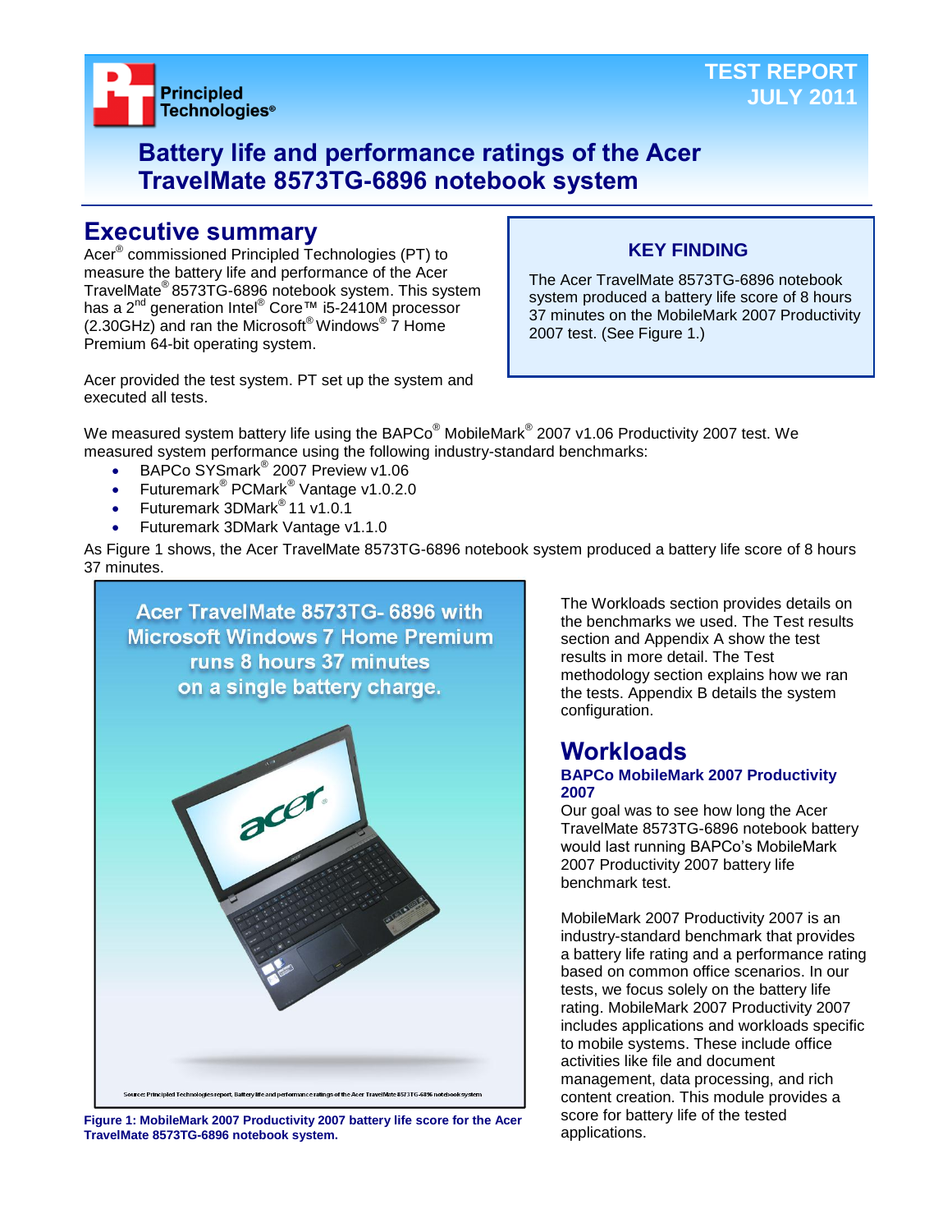TEST REPORT
JULY 2011

# Battery life and performance ratings of the Acer TravelMate 8573TG-6896 notebook system

## Executive summary

Acer® commissioned Principled Technologies (PT) to measure the battery life and performance of the Acer TravelMate® 8573TG-6896 notebook system. This system has a 2nd generation Intel® Core™ i5-2410M processor (2.30GHz) and ran the Microsoft® Windows® 7 Home Premium 64-bit operating system.

Acer provided the test system. PT set up the system and executed all tests.

**KEY FINDING**

The Acer TravelMate 8573TG-6896 notebook system produced a battery life score of 8 hours 37 minutes on the MobileMark 2007 Productivity 2007 test. (See Figure 1.)

We measured system battery life using the BAPCo® MobileMark® 2007 v1.06 Productivity 2007 test. We measured system performance using the following industry-standard benchmarks:

- BAPCo SYSmark® 2007 Preview v1.06
- Futuremark® PCMark® Vantage v1.0.2.0
- Futuremark 3DMark® 11 v1.0.1
- Futuremark 3DMark Vantage v1.1.0

As Figure 1 shows, the Acer TravelMate 8573TG-6896 notebook system produced a battery life score of 8 hours 37 minutes.

Acer TravelMate 8573TG-6896 with Microsoft Windows 7 Home Premium runs 8 hours 37 minutes on a single battery charge.

Source: Principled Technologies report, Battery life and performance ratings of the Acer TravelMate 8573TG-6896 notebook system

**Figure 1: MobileMark 2007 Productivity 2007 battery life score for the Acer TravelMate 8573TG-6896 notebook system.**

The Workloads section provides details on the benchmarks we used. The Test results section and Appendix A show the test results in more detail. The Test methodology section explains how we ran the tests. Appendix B details the system configuration.

## Workloads

### BAPCo MobileMark 2007 Productivity 2007

Our goal was to see how long the Acer TravelMate 8573TG-6896 notebook battery would last running BAPCo's MobileMark 2007 Productivity 2007 battery life benchmark test.

MobileMark 2007 Productivity 2007 is an industry-standard benchmark that provides a battery life rating and a performance rating based on common office scenarios. In our tests, we focus solely on the battery life rating. MobileMark 2007 Productivity 2007 includes applications and workloads specific to mobile systems. These include office activities like file and document management, data processing, and rich content creation. This module provides a score for battery life of the tested applications.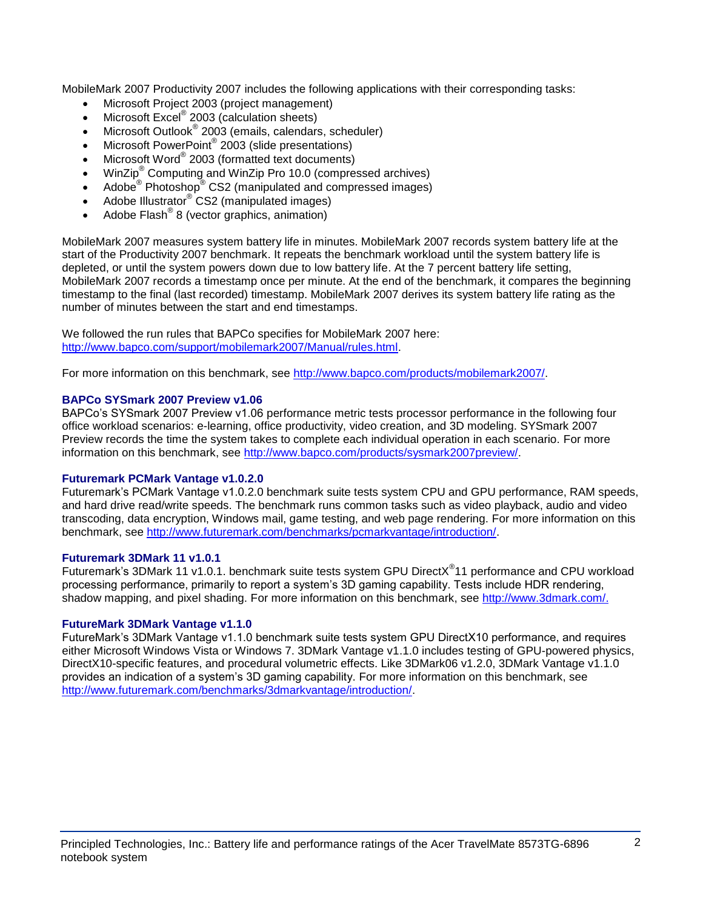MobileMark 2007 Productivity 2007 includes the following applications with their corresponding tasks:

- Microsoft Project 2003 (project management)
- Microsoft Excel® 2003 (calculation sheets)
- Microsoft Outlook® 2003 (emails, calendars, scheduler)
- Microsoft PowerPoint® 2003 (slide presentations)
- Microsoft Word® 2003 (formatted text documents)
- WinZip® Computing and WinZip Pro 10.0 (compressed archives)
- Adobe® Photoshop® CS2 (manipulated and compressed images)
- Adobe Illustrator® CS2 (manipulated images)
- Adobe Flash® 8 (vector graphics, animation)

MobileMark 2007 measures system battery life in minutes. MobileMark 2007 records system battery life at the start of the Productivity 2007 benchmark. It repeats the benchmark workload until the system battery life is depleted, or until the system powers down due to low battery life. At the 7 percent battery life setting, MobileMark 2007 records a timestamp once per minute. At the end of the benchmark, it compares the beginning timestamp to the final (last recorded) timestamp. MobileMark 2007 derives its system battery life rating as the number of minutes between the start and end timestamps.

We followed the run rules that BAPCo specifies for MobileMark 2007 here: http://www.bapco.com/support/mobilemark2007/Manual/rules.html.

For more information on this benchmark, see http://www.bapco.com/products/mobilemark2007/.

### BAPCo SYSmark 2007 Preview v1.06

BAPCo's SYSmark 2007 Preview v1.06 performance metric tests processor performance in the following four office workload scenarios: e-learning, office productivity, video creation, and 3D modeling. SYSmark 2007 Preview records the time the system takes to complete each individual operation in each scenario. For more information on this benchmark, see http://www.bapco.com/products/sysmark2007preview/.

### Futuremark PCMark Vantage v1.0.2.0

Futuremark's PCMark Vantage v1.0.2.0 benchmark suite tests system CPU and GPU performance, RAM speeds, and hard drive read/write speeds. The benchmark runs common tasks such as video playback, audio and video transcoding, data encryption, Windows mail, game testing, and web page rendering. For more information on this benchmark, see http://www.futuremark.com/benchmarks/pcmarkvantage/introduction/.

### Futuremark 3DMark 11 v1.0.1

Futuremark's 3DMark 11 v1.0.1. benchmark suite tests system GPU DirectX®11 performance and CPU workload processing performance, primarily to report a system's 3D gaming capability. Tests include HDR rendering, shadow mapping, and pixel shading. For more information on this benchmark, see http://www.3dmark.com/.

### FutureMark 3DMark Vantage v1.1.0

FutureMark's 3DMark Vantage v1.1.0 benchmark suite tests system GPU DirectX10 performance, and requires either Microsoft Windows Vista or Windows 7. 3DMark Vantage v1.1.0 includes testing of GPU-powered physics, DirectX10-specific features, and procedural volumetric effects. Like 3DMark06 v1.2.0, 3DMark Vantage v1.1.0 provides an indication of a system's 3D gaming capability. For more information on this benchmark, see http://www.futuremark.com/benchmarks/3dmarkvantage/introduction/.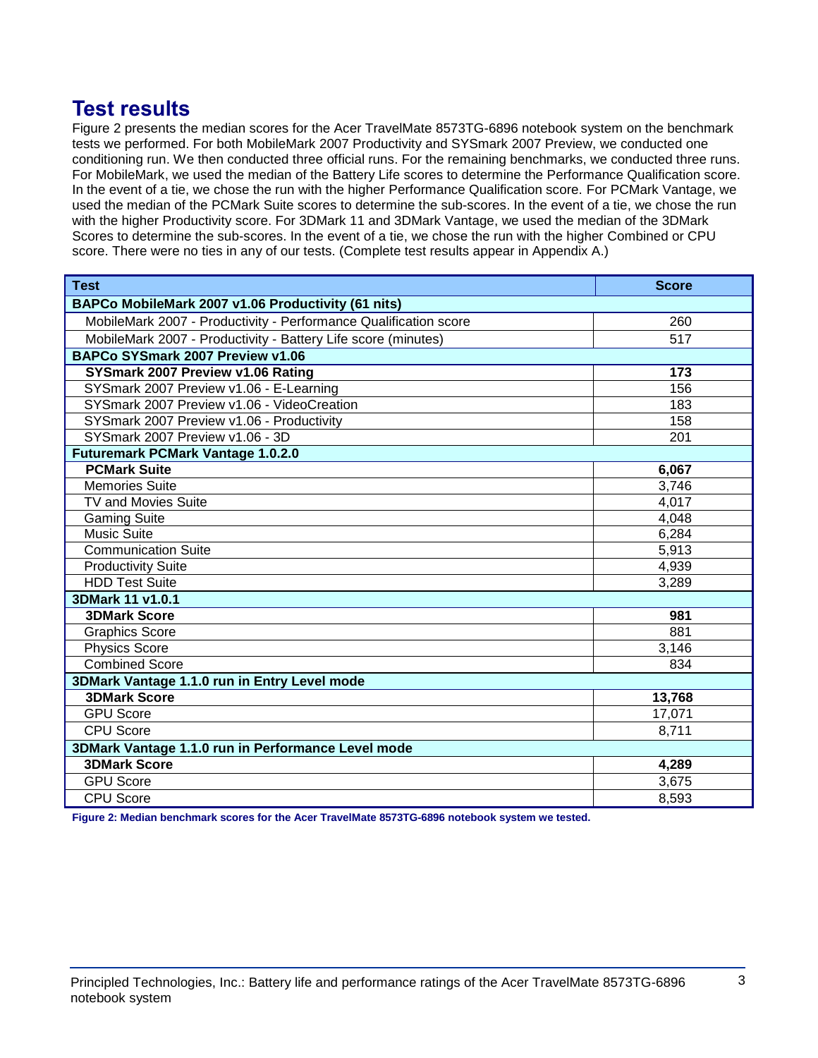## Test results

Figure 2 presents the median scores for the Acer TravelMate 8573TG-6896 notebook system on the benchmark tests we performed. For both MobileMark 2007 Productivity and SYSmark 2007 Preview, we conducted one conditioning run. We then conducted three official runs. For the remaining benchmarks, we conducted three runs. For MobileMark, we used the median of the Battery Life scores to determine the Performance Qualification score. In the event of a tie, we chose the run with the higher Performance Qualification score. For PCMark Vantage, we used the median of the PCMark Suite scores to determine the sub-scores. In the event of a tie, we chose the run with the higher Productivity score. For 3DMark 11 and 3DMark Vantage, we used the median of the 3DMark Scores to determine the sub-scores. In the event of a tie, we chose the run with the higher Combined or CPU score. There were no ties in any of our tests. (Complete test results appear in Appendix A.)

| Test | Score |
|---|---|
| **BAPCo MobileMark 2007 v1.06 Productivity (61 nits)** | |
| MobileMark 2007 - Productivity - Performance Qualification score | 260 |
| MobileMark 2007 - Productivity - Battery Life score (minutes) | 517 |
| **BAPCo SYSmark 2007 Preview v1.06** | |
| **SYSmark 2007 Preview v1.06 Rating** | **173** |
| SYSmark 2007 Preview v1.06 - E-Learning | 156 |
| SYSmark 2007 Preview v1.06 - VideoCreation | 183 |
| SYSmark 2007 Preview v1.06 - Productivity | 158 |
| SYSmark 2007 Preview v1.06 - 3D | 201 |
| **Futuremark PCMark Vantage 1.0.2.0** | |
| **PCMark Suite** | **6,067** |
| Memories Suite | 3,746 |
| TV and Movies Suite | 4,017 |
| Gaming Suite | 4,048 |
| Music Suite | 6,284 |
| Communication Suite | 5,913 |
| Productivity Suite | 4,939 |
| HDD Test Suite | 3,289 |
| **3DMark 11 v1.0.1** | |
| **3DMark Score** | **981** |
| Graphics Score | 881 |
| Physics Score | 3,146 |
| Combined Score | 834 |
| **3DMark Vantage 1.1.0 run in Entry Level mode** | |
| **3DMark Score** | **13,768** |
| GPU Score | 17,071 |
| CPU Score | 8,711 |
| **3DMark Vantage 1.1.0 run in Performance Level mode** | |
| **3DMark Score** | **4,289** |
| GPU Score | 3,675 |
| CPU Score | 8,593 |

**Figure 2: Median benchmark scores for the Acer TravelMate 8573TG-6896 notebook system we tested.**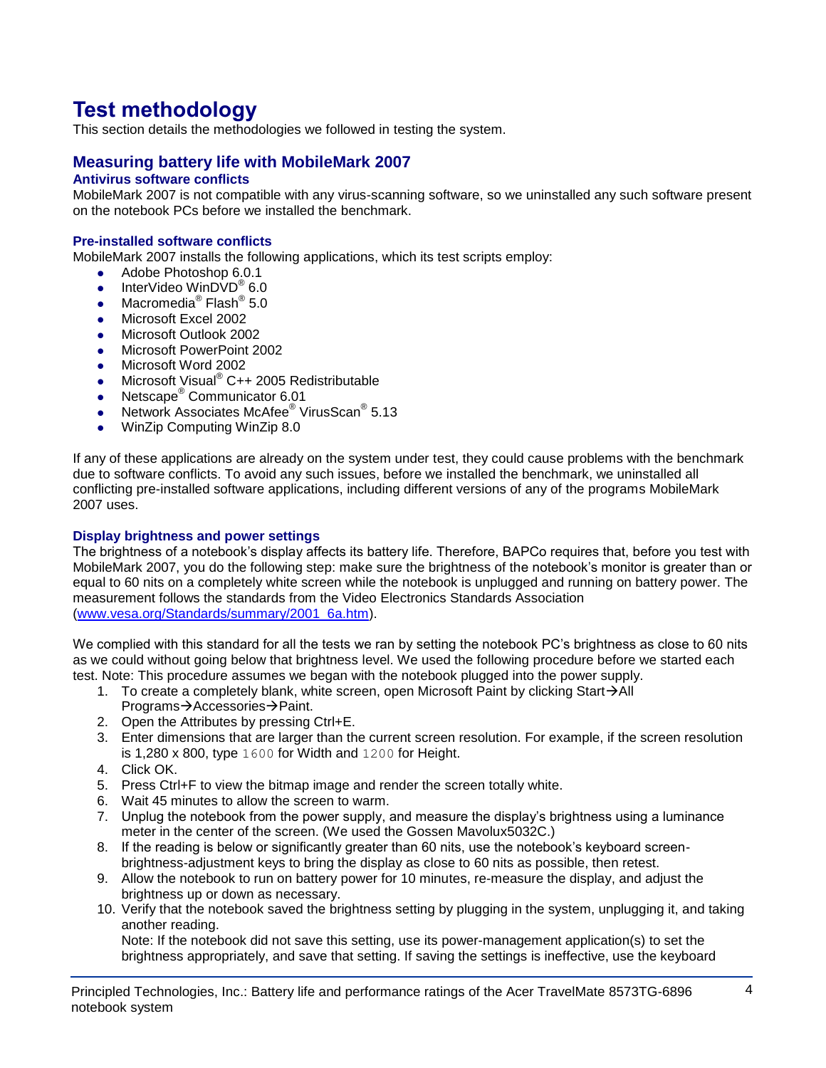# Test methodology

This section details the methodologies we followed in testing the system.

## Measuring battery life with MobileMark 2007

### Antivirus software conflicts

MobileMark 2007 is not compatible with any virus-scanning software, so we uninstalled any such software present on the notebook PCs before we installed the benchmark.

### Pre-installed software conflicts

MobileMark 2007 installs the following applications, which its test scripts employ:

- Adobe Photoshop 6.0.1
- InterVideo WinDVD® 6.0
- Macromedia® Flash® 5.0
- Microsoft Excel 2002
- Microsoft Outlook 2002
- Microsoft PowerPoint 2002
- Microsoft Word 2002
- Microsoft Visual® C++ 2005 Redistributable
- Netscape® Communicator 6.01
- Network Associates McAfee® VirusScan® 5.13
- WinZip Computing WinZip 8.0

If any of these applications are already on the system under test, they could cause problems with the benchmark due to software conflicts. To avoid any such issues, before we installed the benchmark, we uninstalled all conflicting pre-installed software applications, including different versions of any of the programs MobileMark 2007 uses.

### Display brightness and power settings

The brightness of a notebook's display affects its battery life. Therefore, BAPCo requires that, before you test with MobileMark 2007, you do the following step: make sure the brightness of the notebook's monitor is greater than or equal to 60 nits on a completely white screen while the notebook is unplugged and running on battery power. The measurement follows the standards from the Video Electronics Standards Association (www.vesa.org/Standards/summary/2001_6a.htm).

We complied with this standard for all the tests we ran by setting the notebook PC's brightness as close to 60 nits as we could without going below that brightness level. We used the following procedure before we started each test. Note: This procedure assumes we began with the notebook plugged into the power supply.

1. To create a completely blank, white screen, open Microsoft Paint by clicking Start→All Programs→Accessories→Paint.
2. Open the Attributes by pressing Ctrl+E.
3. Enter dimensions that are larger than the current screen resolution. For example, if the screen resolution is 1,280 x 800, type `1600` for Width and `1200` for Height.
4. Click OK.
5. Press Ctrl+F to view the bitmap image and render the screen totally white.
6. Wait 45 minutes to allow the screen to warm.
7. Unplug the notebook from the power supply, and measure the display's brightness using a luminance meter in the center of the screen. (We used the Gossen Mavolux5032C.)
8. If the reading is below or significantly greater than 60 nits, use the notebook's keyboard screen-brightness-adjustment keys to bring the display as close to 60 nits as possible, then retest.
9. Allow the notebook to run on battery power for 10 minutes, re-measure the display, and adjust the brightness up or down as necessary.
10. Verify that the notebook saved the brightness setting by plugging in the system, unplugging it, and taking another reading.
    Note: If the notebook did not save this setting, use its power-management application(s) to set the brightness appropriately, and save that setting. If saving the settings is ineffective, use the keyboard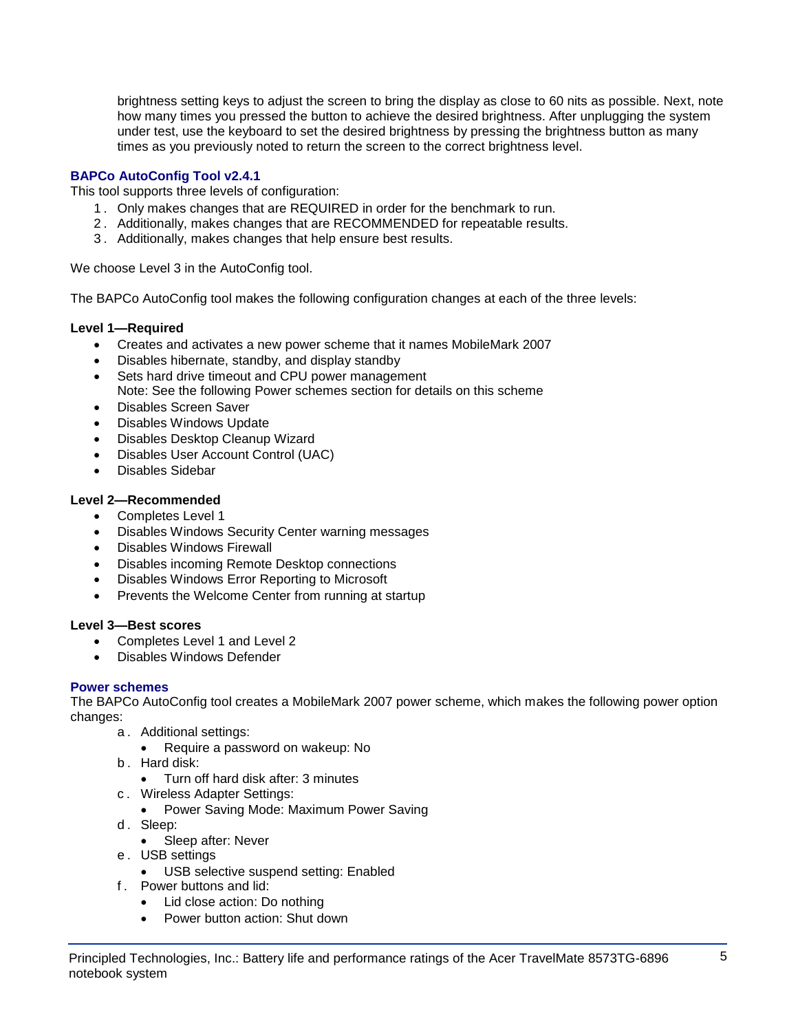brightness setting keys to adjust the screen to bring the display as close to 60 nits as possible. Next, note how many times you pressed the button to achieve the desired brightness. After unplugging the system under test, use the keyboard to set the desired brightness by pressing the brightness button as many times as you previously noted to return the screen to the correct brightness level.

## BAPCo AutoConfig Tool v2.4.1

This tool supports three levels of configuration:

1. Only makes changes that are REQUIRED in order for the benchmark to run.
2. Additionally, makes changes that are RECOMMENDED for repeatable results.
3. Additionally, makes changes that help ensure best results.

We choose Level 3 in the AutoConfig tool.

The BAPCo AutoConfig tool makes the following configuration changes at each of the three levels:

**Level 1—Required**

- Creates and activates a new power scheme that it names MobileMark 2007
- Disables hibernate, standby, and display standby
- Sets hard drive timeout and CPU power management
  Note: See the following Power schemes section for details on this scheme
- Disables Screen Saver
- Disables Windows Update
- Disables Desktop Cleanup Wizard
- Disables User Account Control (UAC)
- Disables Sidebar

**Level 2—Recommended**

- Completes Level 1
- Disables Windows Security Center warning messages
- Disables Windows Firewall
- Disables incoming Remote Desktop connections
- Disables Windows Error Reporting to Microsoft
- Prevents the Welcome Center from running at startup

**Level 3—Best scores**

- Completes Level 1 and Level 2
- Disables Windows Defender

## Power schemes

The BAPCo AutoConfig tool creates a MobileMark 2007 power scheme, which makes the following power option changes:

a. Additional settings:
   - Require a password on wakeup: No
b. Hard disk:
   - Turn off hard disk after: 3 minutes
c. Wireless Adapter Settings:
   - Power Saving Mode: Maximum Power Saving
d. Sleep:
   - Sleep after: Never
e. USB settings
   - USB selective suspend setting: Enabled
f. Power buttons and lid:
   - Lid close action: Do nothing
   - Power button action: Shut down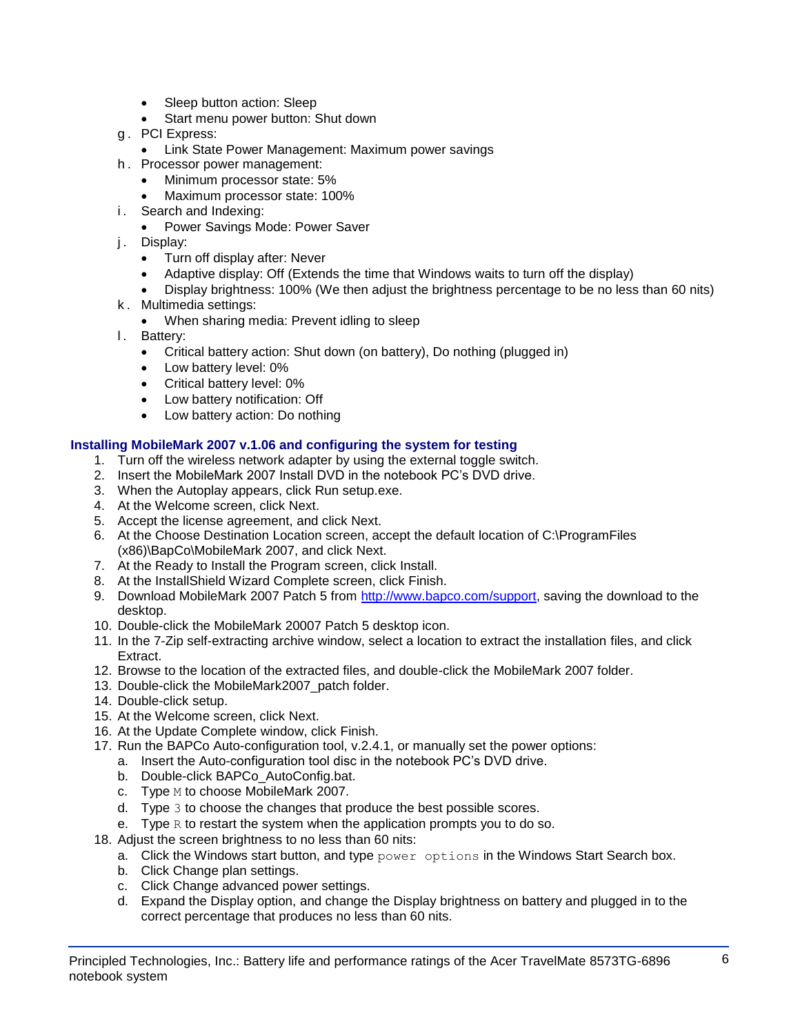- Sleep button action: Sleep
- Start menu power button: Shut down

g. PCI Express:
  - Link State Power Management: Maximum power savings

h. Processor power management:
  - Minimum processor state: 5%
  - Maximum processor state: 100%

i. Search and Indexing:
  - Power Savings Mode: Power Saver

j. Display:
  - Turn off display after: Never
  - Adaptive display: Off (Extends the time that Windows waits to turn off the display)
  - Display brightness: 100% (We then adjust the brightness percentage to be no less than 60 nits)

k. Multimedia settings:
  - When sharing media: Prevent idling to sleep

l. Battery:
  - Critical battery action: Shut down (on battery), Do nothing (plugged in)
  - Low battery level: 0%
  - Critical battery level: 0%
  - Low battery notification: Off
  - Low battery action: Do nothing

### Installing MobileMark 2007 v.1.06 and configuring the system for testing

1. Turn off the wireless network adapter by using the external toggle switch.
2. Insert the MobileMark 2007 Install DVD in the notebook PC's DVD drive.
3. When the Autoplay appears, click Run setup.exe.
4. At the Welcome screen, click Next.
5. Accept the license agreement, and click Next.
6. At the Choose Destination Location screen, accept the default location of C:\ProgramFiles (x86)\BapCo\MobileMark 2007, and click Next.
7. At the Ready to Install the Program screen, click Install.
8. At the InstallShield Wizard Complete screen, click Finish.
9. Download MobileMark 2007 Patch 5 from [http://www.bapco.com/support](http://www.bapco.com/support), saving the download to the desktop.
10. Double-click the MobileMark 20007 Patch 5 desktop icon.
11. In the 7-Zip self-extracting archive window, select a location to extract the installation files, and click Extract.
12. Browse to the location of the extracted files, and double-click the MobileMark 2007 folder.
13. Double-click the MobileMark2007_patch folder.
14. Double-click setup.
15. At the Welcome screen, click Next.
16. At the Update Complete window, click Finish.
17. Run the BAPCo Auto-configuration tool, v.2.4.1, or manually set the power options:
    a. Insert the Auto-configuration tool disc in the notebook PC's DVD drive.
    b. Double-click BAPCo_AutoConfig.bat.
    c. Type `M` to choose MobileMark 2007.
    d. Type `3` to choose the changes that produce the best possible scores.
    e. Type `R` to restart the system when the application prompts you to do so.
18. Adjust the screen brightness to no less than 60 nits:
    a. Click the Windows start button, and type `power options` in the Windows Start Search box.
    b. Click Change plan settings.
    c. Click Change advanced power settings.
    d. Expand the Display option, and change the Display brightness on battery and plugged in to the correct percentage that produces no less than 60 nits.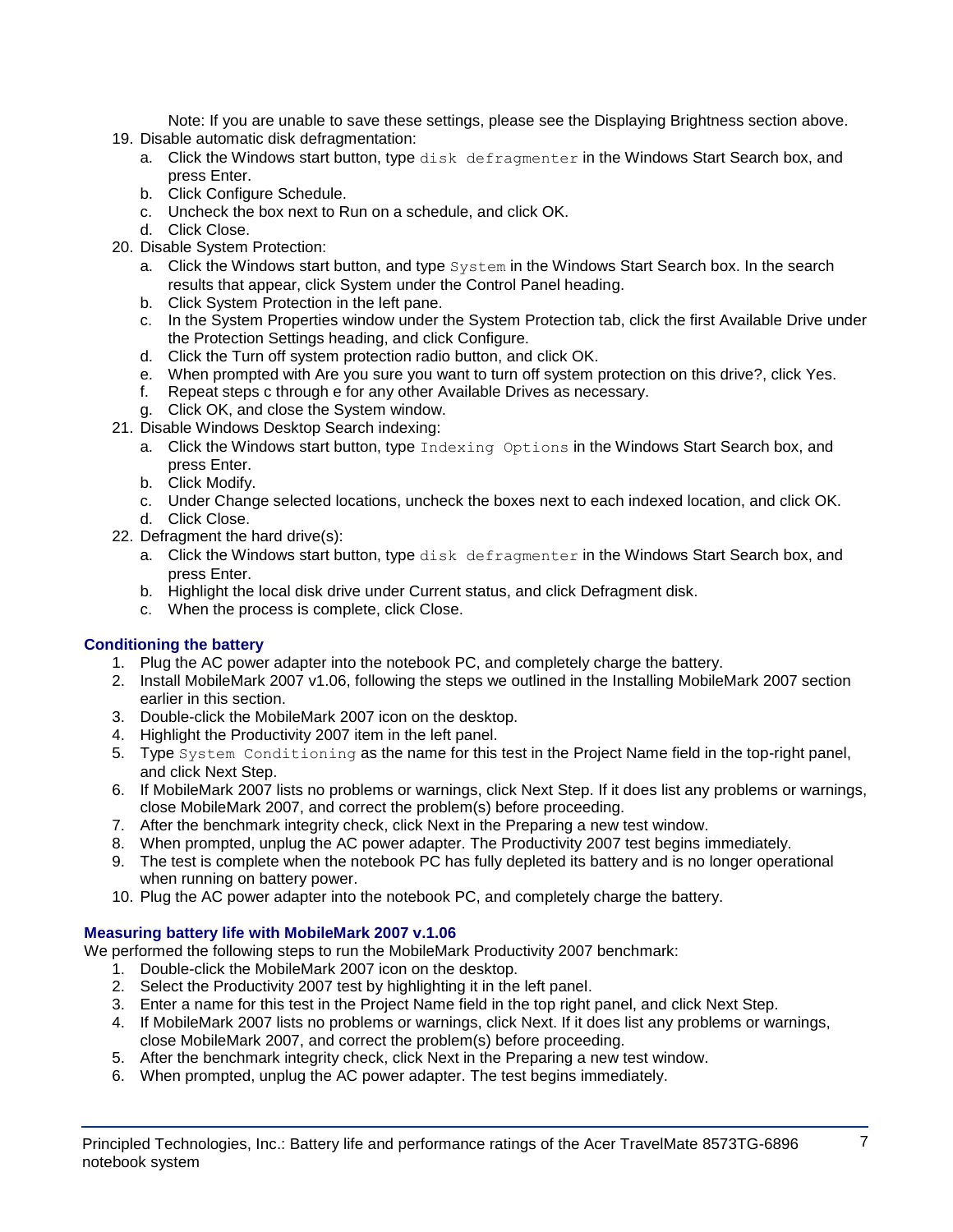Note: If you are unable to save these settings, please see the Displaying Brightness section above.

19. Disable automatic disk defragmentation:
    a. Click the Windows start button, type `disk defragmenter` in the Windows Start Search box, and press Enter.
    b. Click Configure Schedule.
    c. Uncheck the box next to Run on a schedule, and click OK.
    d. Click Close.
20. Disable System Protection:
    a. Click the Windows start button, and type `System` in the Windows Start Search box. In the search results that appear, click System under the Control Panel heading.
    b. Click System Protection in the left pane.
    c. In the System Properties window under the System Protection tab, click the first Available Drive under the Protection Settings heading, and click Configure.
    d. Click the Turn off system protection radio button, and click OK.
    e. When prompted with Are you sure you want to turn off system protection on this drive?, click Yes.
    f. Repeat steps c through e for any other Available Drives as necessary.
    g. Click OK, and close the System window.
21. Disable Windows Desktop Search indexing:
    a. Click the Windows start button, type `Indexing Options` in the Windows Start Search box, and press Enter.
    b. Click Modify.
    c. Under Change selected locations, uncheck the boxes next to each indexed location, and click OK.
    d. Click Close.
22. Defragment the hard drive(s):
    a. Click the Windows start button, type `disk defragmenter` in the Windows Start Search box, and press Enter.
    b. Highlight the local disk drive under Current status, and click Defragment disk.
    c. When the process is complete, click Close.

### Conditioning the battery

1. Plug the AC power adapter into the notebook PC, and completely charge the battery.
2. Install MobileMark 2007 v1.06, following the steps we outlined in the Installing MobileMark 2007 section earlier in this section.
3. Double-click the MobileMark 2007 icon on the desktop.
4. Highlight the Productivity 2007 item in the left panel.
5. Type `System Conditioning` as the name for this test in the Project Name field in the top-right panel, and click Next Step.
6. If MobileMark 2007 lists no problems or warnings, click Next Step. If it does list any problems or warnings, close MobileMark 2007, and correct the problem(s) before proceeding.
7. After the benchmark integrity check, click Next in the Preparing a new test window.
8. When prompted, unplug the AC power adapter. The Productivity 2007 test begins immediately.
9. The test is complete when the notebook PC has fully depleted its battery and is no longer operational when running on battery power.
10. Plug the AC power adapter into the notebook PC, and completely charge the battery.

### Measuring battery life with MobileMark 2007 v.1.06

We performed the following steps to run the MobileMark Productivity 2007 benchmark:

1. Double-click the MobileMark 2007 icon on the desktop.
2. Select the Productivity 2007 test by highlighting it in the left panel.
3. Enter a name for this test in the Project Name field in the top right panel, and click Next Step.
4. If MobileMark 2007 lists no problems or warnings, click Next. If it does list any problems or warnings, close MobileMark 2007, and correct the problem(s) before proceeding.
5. After the benchmark integrity check, click Next in the Preparing a new test window.
6. When prompted, unplug the AC power adapter. The test begins immediately.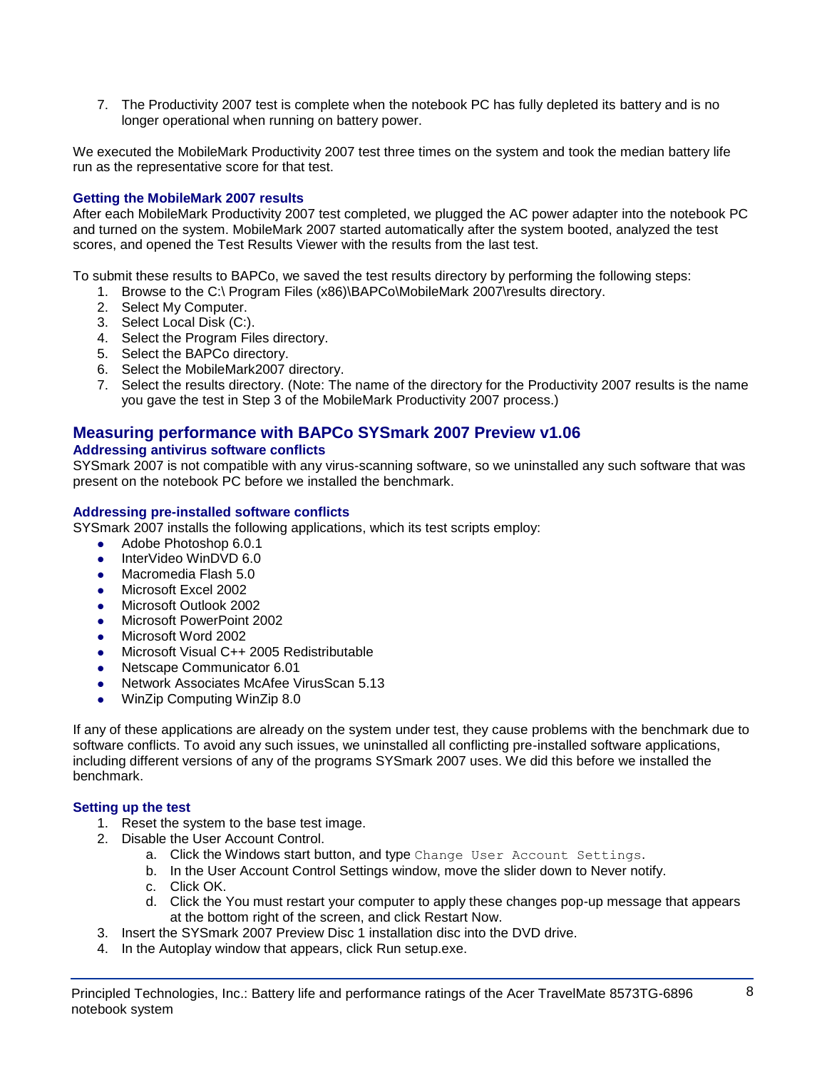7. The Productivity 2007 test is complete when the notebook PC has fully depleted its battery and is no longer operational when running on battery power.

We executed the MobileMark Productivity 2007 test three times on the system and took the median battery life run as the representative score for that test.

### Getting the MobileMark 2007 results

After each MobileMark Productivity 2007 test completed, we plugged the AC power adapter into the notebook PC and turned on the system. MobileMark 2007 started automatically after the system booted, analyzed the test scores, and opened the Test Results Viewer with the results from the last test.

To submit these results to BAPCo, we saved the test results directory by performing the following steps:

1. Browse to the C:\ Program Files (x86)\BAPCo\MobileMark 2007\results directory.
2. Select My Computer.
3. Select Local Disk (C:).
4. Select the Program Files directory.
5. Select the BAPCo directory.
6. Select the MobileMark2007 directory.
7. Select the results directory. (Note: The name of the directory for the Productivity 2007 results is the name you gave the test in Step 3 of the MobileMark Productivity 2007 process.)

## Measuring performance with BAPCo SYSmark 2007 Preview v1.06

### Addressing antivirus software conflicts

SYSmark 2007 is not compatible with any virus-scanning software, so we uninstalled any such software that was present on the notebook PC before we installed the benchmark.

### Addressing pre-installed software conflicts

SYSmark 2007 installs the following applications, which its test scripts employ:

- Adobe Photoshop 6.0.1
- InterVideo WinDVD 6.0
- Macromedia Flash 5.0
- Microsoft Excel 2002
- Microsoft Outlook 2002
- Microsoft PowerPoint 2002
- Microsoft Word 2002
- Microsoft Visual C++ 2005 Redistributable
- Netscape Communicator 6.01
- Network Associates McAfee VirusScan 5.13
- WinZip Computing WinZip 8.0

If any of these applications are already on the system under test, they cause problems with the benchmark due to software conflicts. To avoid any such issues, we uninstalled all conflicting pre-installed software applications, including different versions of any of the programs SYSmark 2007 uses. We did this before we installed the benchmark.

### Setting up the test

1. Reset the system to the base test image.
2. Disable the User Account Control.
   a. Click the Windows start button, and type `Change User Account Settings`.
   b. In the User Account Control Settings window, move the slider down to Never notify.
   c. Click OK.
   d. Click the You must restart your computer to apply these changes pop-up message that appears at the bottom right of the screen, and click Restart Now.
3. Insert the SYSmark 2007 Preview Disc 1 installation disc into the DVD drive.
4. In the Autoplay window that appears, click Run setup.exe.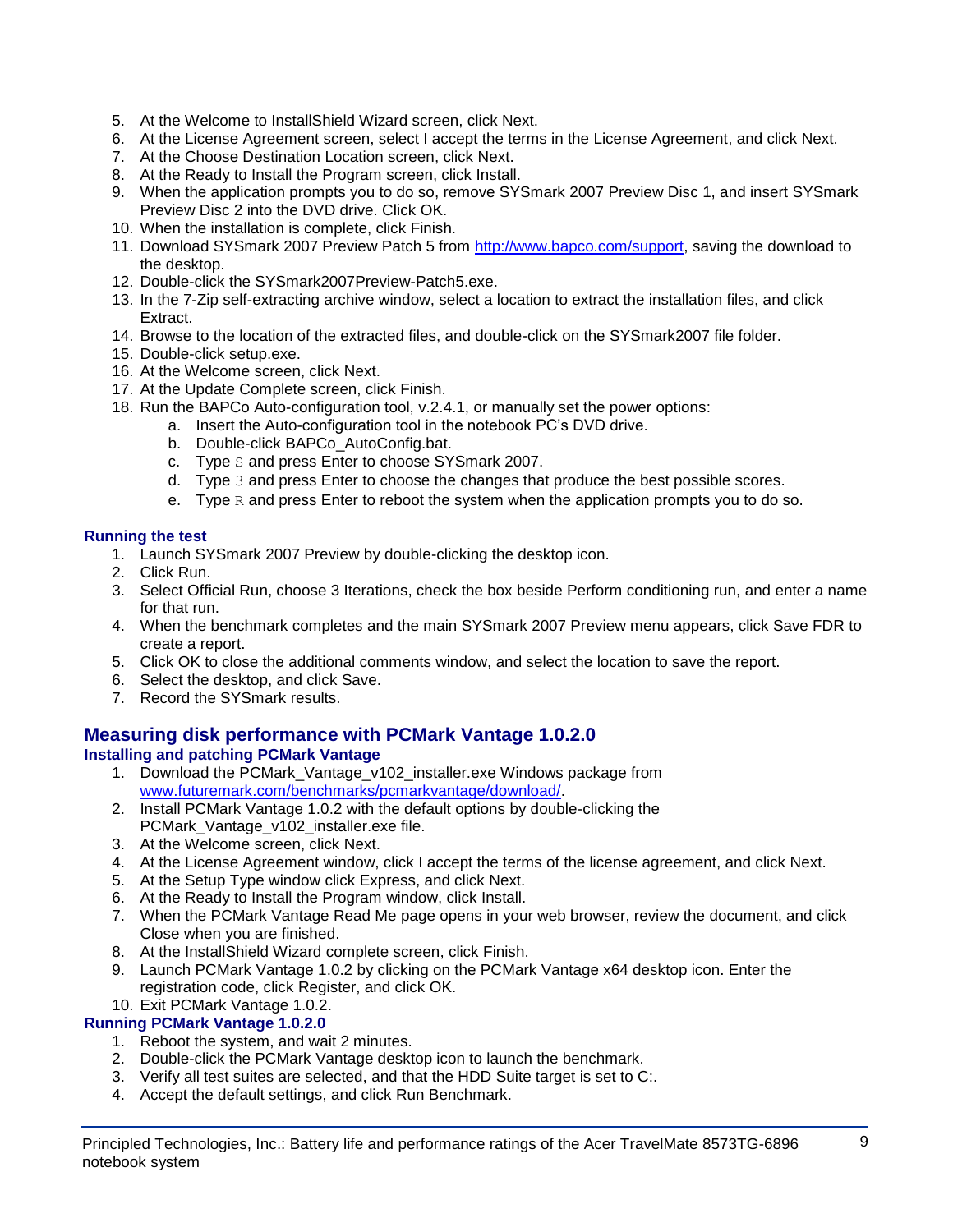5. At the Welcome to InstallShield Wizard screen, click Next.
6. At the License Agreement screen, select I accept the terms in the License Agreement, and click Next.
7. At the Choose Destination Location screen, click Next.
8. At the Ready to Install the Program screen, click Install.
9. When the application prompts you to do so, remove SYSmark 2007 Preview Disc 1, and insert SYSmark Preview Disc 2 into the DVD drive. Click OK.
10. When the installation is complete, click Finish.
11. Download SYSmark 2007 Preview Patch 5 from [http://www.bapco.com/support](http://www.bapco.com/support), saving the download to the desktop.
12. Double-click the SYSmark2007Preview-Patch5.exe.
13. In the 7-Zip self-extracting archive window, select a location to extract the installation files, and click Extract.
14. Browse to the location of the extracted files, and double-click on the SYSmark2007 file folder.
15. Double-click setup.exe.
16. At the Welcome screen, click Next.
17. At the Update Complete screen, click Finish.
18. Run the BAPCo Auto-configuration tool, v.2.4.1, or manually set the power options:
    a. Insert the Auto-configuration tool in the notebook PC's DVD drive.
    b. Double-click BAPCo_AutoConfig.bat.
    c. Type `S` and press Enter to choose SYSmark 2007.
    d. Type `3` and press Enter to choose the changes that produce the best possible scores.
    e. Type `R` and press Enter to reboot the system when the application prompts you to do so.

### Running the test

1. Launch SYSmark 2007 Preview by double-clicking the desktop icon.
2. Click Run.
3. Select Official Run, choose 3 Iterations, check the box beside Perform conditioning run, and enter a name for that run.
4. When the benchmark completes and the main SYSmark 2007 Preview menu appears, click Save FDR to create a report.
5. Click OK to close the additional comments window, and select the location to save the report.
6. Select the desktop, and click Save.
7. Record the SYSmark results.

## Measuring disk performance with PCMark Vantage 1.0.2.0

### Installing and patching PCMark Vantage

1. Download the PCMark_Vantage_v102_installer.exe Windows package from [www.futuremark.com/benchmarks/pcmarkvantage/download/](www.futuremark.com/benchmarks/pcmarkvantage/download/).
2. Install PCMark Vantage 1.0.2 with the default options by double-clicking the PCMark_Vantage_v102_installer.exe file.
3. At the Welcome screen, click Next.
4. At the License Agreement window, click I accept the terms of the license agreement, and click Next.
5. At the Setup Type window click Express, and click Next.
6. At the Ready to Install the Program window, click Install.
7. When the PCMark Vantage Read Me page opens in your web browser, review the document, and click Close when you are finished.
8. At the InstallShield Wizard complete screen, click Finish.
9. Launch PCMark Vantage 1.0.2 by clicking on the PCMark Vantage x64 desktop icon. Enter the registration code, click Register, and click OK.
10. Exit PCMark Vantage 1.0.2.

### Running PCMark Vantage 1.0.2.0

1. Reboot the system, and wait 2 minutes.
2. Double-click the PCMark Vantage desktop icon to launch the benchmark.
3. Verify all test suites are selected, and that the HDD Suite target is set to C:.
4. Accept the default settings, and click Run Benchmark.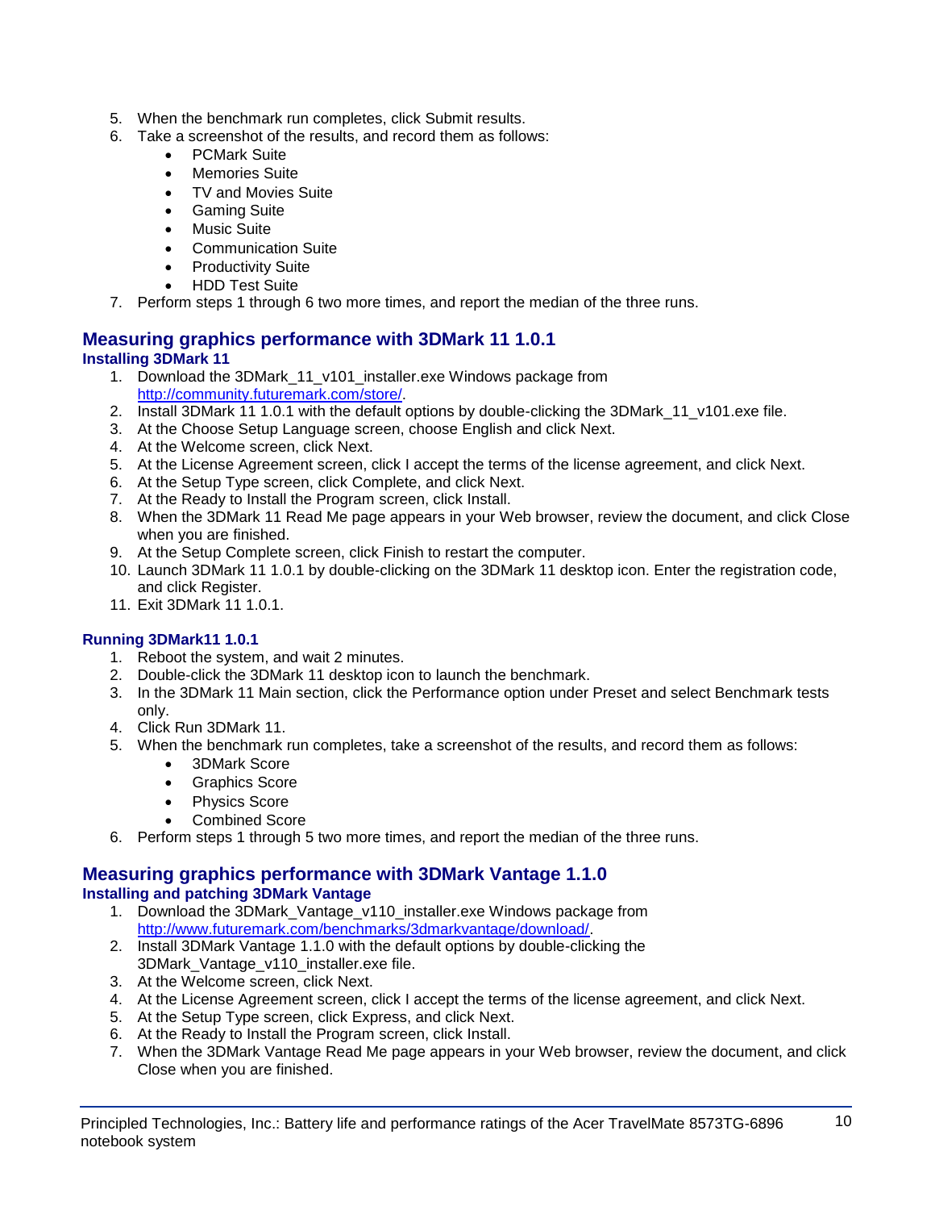5. When the benchmark run completes, click Submit results.
6. Take a screenshot of the results, and record them as follows:
    - PCMark Suite
    - Memories Suite
    - TV and Movies Suite
    - Gaming Suite
    - Music Suite
    - Communication Suite
    - Productivity Suite
    - HDD Test Suite
7. Perform steps 1 through 6 two more times, and report the median of the three runs.

## Measuring graphics performance with 3DMark 11 1.0.1

### Installing 3DMark 11

1. Download the 3DMark_11_v101_installer.exe Windows package from http://community.futuremark.com/store/.
2. Install 3DMark 11 1.0.1 with the default options by double-clicking the 3DMark_11_v101.exe file.
3. At the Choose Setup Language screen, choose English and click Next.
4. At the Welcome screen, click Next.
5. At the License Agreement screen, click I accept the terms of the license agreement, and click Next.
6. At the Setup Type screen, click Complete, and click Next.
7. At the Ready to Install the Program screen, click Install.
8. When the 3DMark 11 Read Me page appears in your Web browser, review the document, and click Close when you are finished.
9. At the Setup Complete screen, click Finish to restart the computer.
10. Launch 3DMark 11 1.0.1 by double-clicking on the 3DMark 11 desktop icon. Enter the registration code, and click Register.
11. Exit 3DMark 11 1.0.1.

### Running 3DMark11 1.0.1

1. Reboot the system, and wait 2 minutes.
2. Double-click the 3DMark 11 desktop icon to launch the benchmark.
3. In the 3DMark 11 Main section, click the Performance option under Preset and select Benchmark tests only.
4. Click Run 3DMark 11.
5. When the benchmark run completes, take a screenshot of the results, and record them as follows:
    - 3DMark Score
    - Graphics Score
    - Physics Score
    - Combined Score
6. Perform steps 1 through 5 two more times, and report the median of the three runs.

## Measuring graphics performance with 3DMark Vantage 1.1.0

### Installing and patching 3DMark Vantage

1. Download the 3DMark_Vantage_v110_installer.exe Windows package from http://www.futuremark.com/benchmarks/3dmarkvantage/download/.
2. Install 3DMark Vantage 1.1.0 with the default options by double-clicking the 3DMark_Vantage_v110_installer.exe file.
3. At the Welcome screen, click Next.
4. At the License Agreement screen, click I accept the terms of the license agreement, and click Next.
5. At the Setup Type screen, click Express, and click Next.
6. At the Ready to Install the Program screen, click Install.
7. When the 3DMark Vantage Read Me page appears in your Web browser, review the document, and click Close when you are finished.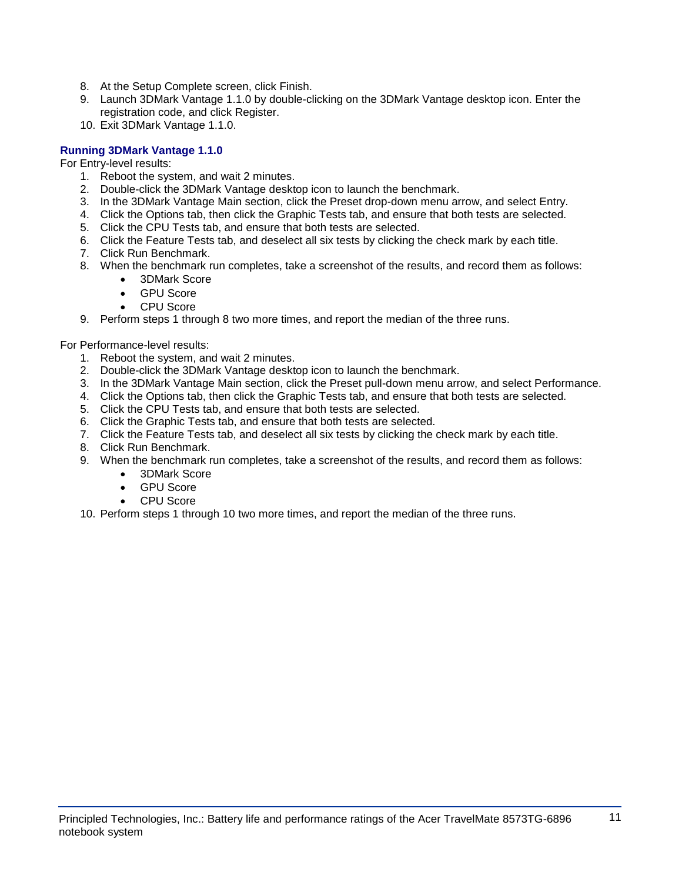8. At the Setup Complete screen, click Finish.
9. Launch 3DMark Vantage 1.1.0 by double-clicking on the 3DMark Vantage desktop icon. Enter the registration code, and click Register.
10. Exit 3DMark Vantage 1.1.0.

### Running 3DMark Vantage 1.1.0

For Entry-level results:

1. Reboot the system, and wait 2 minutes.
2. Double-click the 3DMark Vantage desktop icon to launch the benchmark.
3. In the 3DMark Vantage Main section, click the Preset drop-down menu arrow, and select Entry.
4. Click the Options tab, then click the Graphic Tests tab, and ensure that both tests are selected.
5. Click the CPU Tests tab, and ensure that both tests are selected.
6. Click the Feature Tests tab, and deselect all six tests by clicking the check mark by each title.
7. Click Run Benchmark.
8. When the benchmark run completes, take a screenshot of the results, and record them as follows:
    - 3DMark Score
    - GPU Score
    - CPU Score
9. Perform steps 1 through 8 two more times, and report the median of the three runs.

For Performance-level results:

1. Reboot the system, and wait 2 minutes.
2. Double-click the 3DMark Vantage desktop icon to launch the benchmark.
3. In the 3DMark Vantage Main section, click the Preset pull-down menu arrow, and select Performance.
4. Click the Options tab, then click the Graphic Tests tab, and ensure that both tests are selected.
5. Click the CPU Tests tab, and ensure that both tests are selected.
6. Click the Graphic Tests tab, and ensure that both tests are selected.
7. Click the Feature Tests tab, and deselect all six tests by clicking the check mark by each title.
8. Click Run Benchmark.
9. When the benchmark run completes, take a screenshot of the results, and record them as follows:
    - 3DMark Score
    - GPU Score
    - CPU Score
10. Perform steps 1 through 10 two more times, and report the median of the three runs.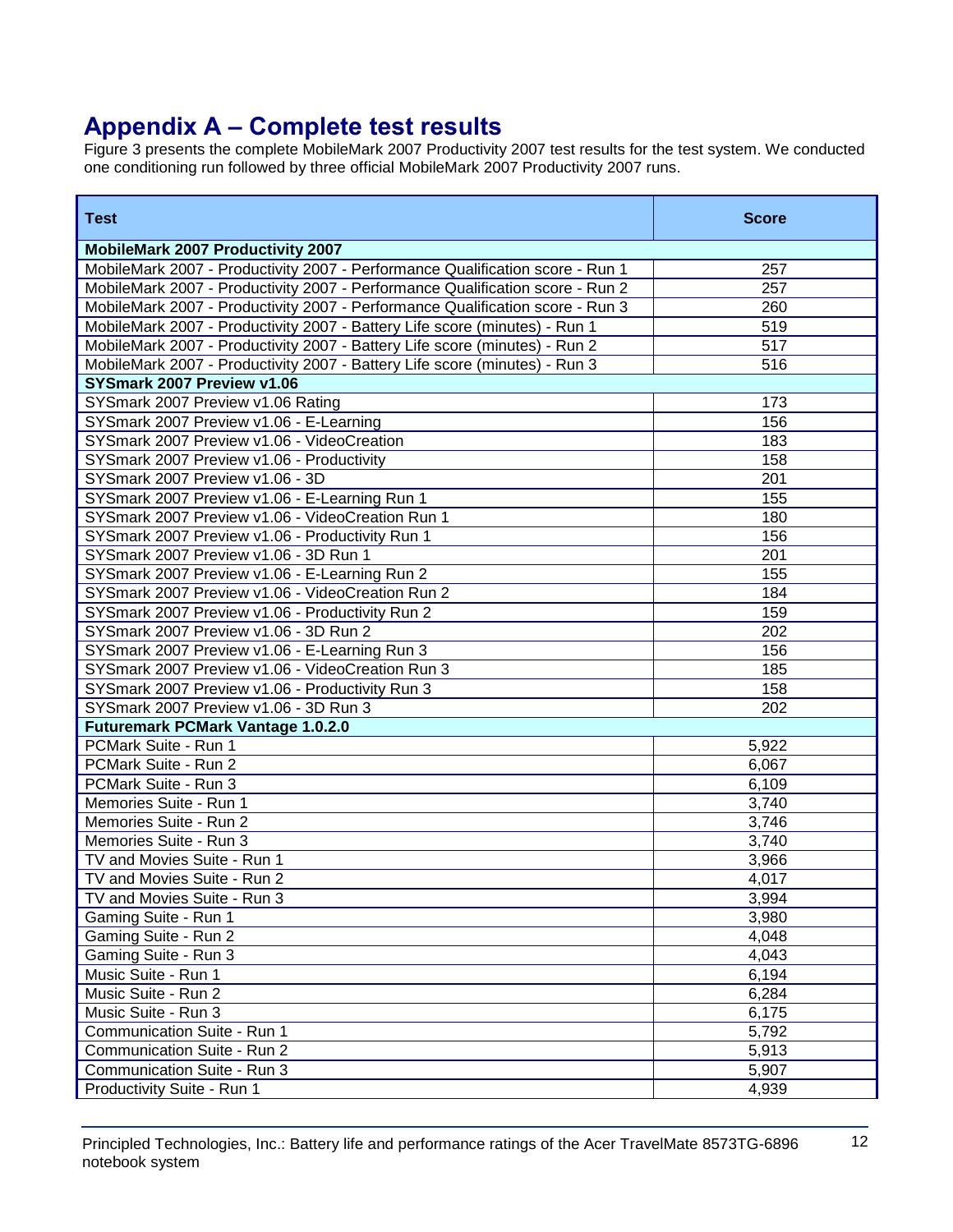## Appendix A – Complete test results

Figure 3 presents the complete MobileMark 2007 Productivity 2007 test results for the test system. We conducted one conditioning run followed by three official MobileMark 2007 Productivity 2007 runs.

| Test | Score |
|---|---|
| **MobileMark 2007 Productivity 2007** | |
| MobileMark 2007 - Productivity 2007 - Performance Qualification score - Run 1 | 257 |
| MobileMark 2007 - Productivity 2007 - Performance Qualification score - Run 2 | 257 |
| MobileMark 2007 - Productivity 2007 - Performance Qualification score - Run 3 | 260 |
| MobileMark 2007 - Productivity 2007 - Battery Life score (minutes) - Run 1 | 519 |
| MobileMark 2007 - Productivity 2007 - Battery Life score (minutes) - Run 2 | 517 |
| MobileMark 2007 - Productivity 2007 - Battery Life score (minutes) - Run 3 | 516 |
| **SYSmark 2007 Preview v1.06** | |
| SYSmark 2007 Preview v1.06 Rating | 173 |
| SYSmark 2007 Preview v1.06 - E-Learning | 156 |
| SYSmark 2007 Preview v1.06 - VideoCreation | 183 |
| SYSmark 2007 Preview v1.06 - Productivity | 158 |
| SYSmark 2007 Preview v1.06 - 3D | 201 |
| SYSmark 2007 Preview v1.06 - E-Learning Run 1 | 155 |
| SYSmark 2007 Preview v1.06 - VideoCreation Run 1 | 180 |
| SYSmark 2007 Preview v1.06 - Productivity Run 1 | 156 |
| SYSmark 2007 Preview v1.06 - 3D Run 1 | 201 |
| SYSmark 2007 Preview v1.06 - E-Learning Run 2 | 155 |
| SYSmark 2007 Preview v1.06 - VideoCreation Run 2 | 184 |
| SYSmark 2007 Preview v1.06 - Productivity Run 2 | 159 |
| SYSmark 2007 Preview v1.06 - 3D Run 2 | 202 |
| SYSmark 2007 Preview v1.06 - E-Learning Run 3 | 156 |
| SYSmark 2007 Preview v1.06 - VideoCreation Run 3 | 185 |
| SYSmark 2007 Preview v1.06 - Productivity Run 3 | 158 |
| SYSmark 2007 Preview v1.06 - 3D Run 3 | 202 |
| **Futuremark PCMark Vantage 1.0.2.0** | |
| PCMark Suite - Run 1 | 5,922 |
| PCMark Suite - Run 2 | 6,067 |
| PCMark Suite - Run 3 | 6,109 |
| Memories Suite - Run 1 | 3,740 |
| Memories Suite - Run 2 | 3,746 |
| Memories Suite - Run 3 | 3,740 |
| TV and Movies Suite - Run 1 | 3,966 |
| TV and Movies Suite - Run 2 | 4,017 |
| TV and Movies Suite - Run 3 | 3,994 |
| Gaming Suite - Run 1 | 3,980 |
| Gaming Suite - Run 2 | 4,048 |
| Gaming Suite - Run 3 | 4,043 |
| Music Suite - Run 1 | 6,194 |
| Music Suite - Run 2 | 6,284 |
| Music Suite - Run 3 | 6,175 |
| Communication Suite - Run 1 | 5,792 |
| Communication Suite - Run 2 | 5,913 |
| Communication Suite - Run 3 | 5,907 |
| Productivity Suite - Run 1 | 4,939 |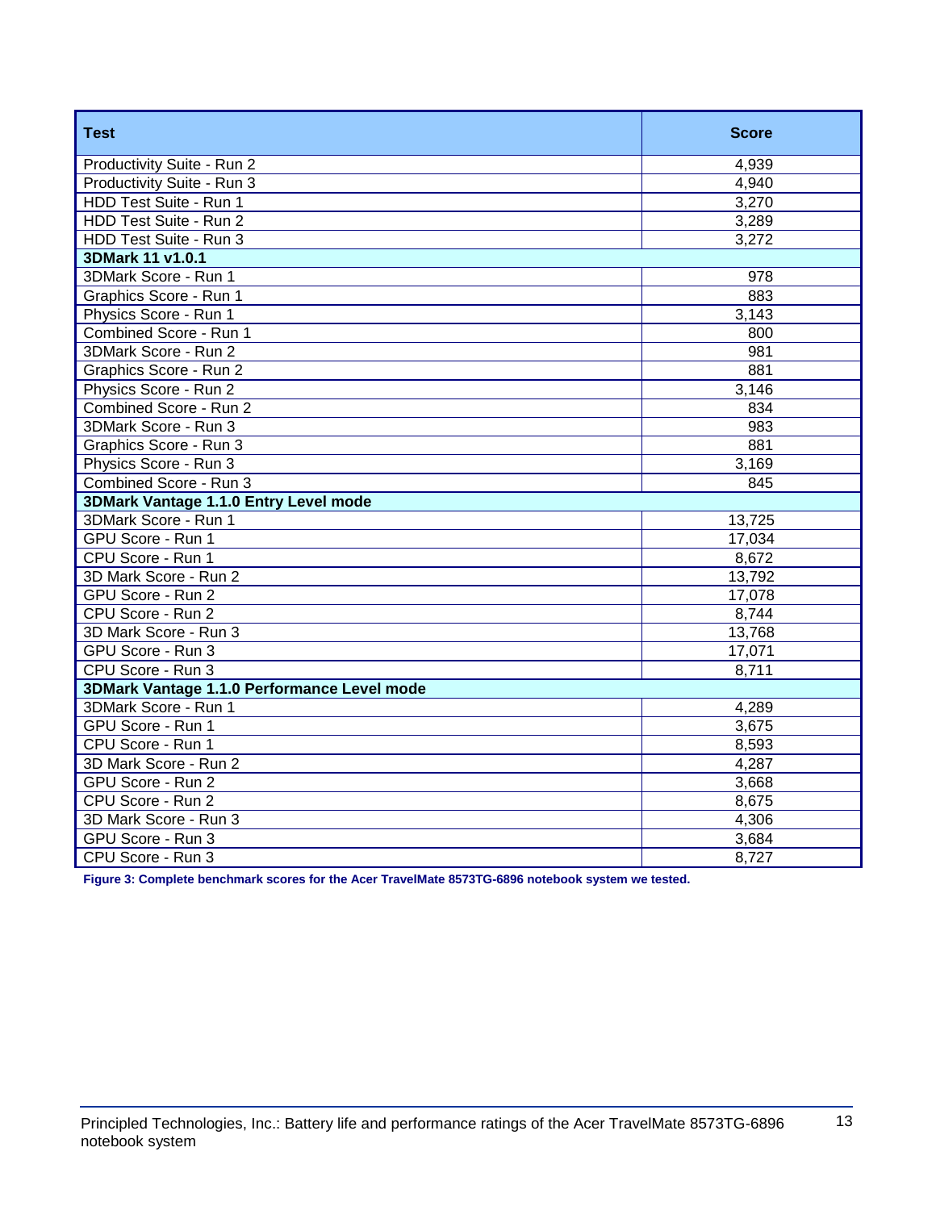| Test | Score |
|---|---|
| Productivity Suite - Run 2 | 4,939 |
| Productivity Suite - Run 3 | 4,940 |
| HDD Test Suite - Run 1 | 3,270 |
| HDD Test Suite - Run 2 | 3,289 |
| HDD Test Suite - Run 3 | 3,272 |
| **3DMark 11 v1.0.1** | |
| 3DMark Score - Run 1 | 978 |
| Graphics Score - Run 1 | 883 |
| Physics Score - Run 1 | 3,143 |
| Combined Score - Run 1 | 800 |
| 3DMark Score - Run 2 | 981 |
| Graphics Score - Run 2 | 881 |
| Physics Score - Run 2 | 3,146 |
| Combined Score - Run 2 | 834 |
| 3DMark Score - Run 3 | 983 |
| Graphics Score - Run 3 | 881 |
| Physics Score - Run 3 | 3,169 |
| Combined Score - Run 3 | 845 |
| **3DMark Vantage 1.1.0 Entry Level mode** | |
| 3DMark Score - Run 1 | 13,725 |
| GPU Score - Run 1 | 17,034 |
| CPU Score - Run 1 | 8,672 |
| 3D Mark Score - Run 2 | 13,792 |
| GPU Score - Run 2 | 17,078 |
| CPU Score - Run 2 | 8,744 |
| 3D Mark Score - Run 3 | 13,768 |
| GPU Score - Run 3 | 17,071 |
| CPU Score - Run 3 | 8,711 |
| **3DMark Vantage 1.1.0 Performance Level mode** | |
| 3DMark Score - Run 1 | 4,289 |
| GPU Score - Run 1 | 3,675 |
| CPU Score - Run 1 | 8,593 |
| 3D Mark Score - Run 2 | 4,287 |
| GPU Score - Run 2 | 3,668 |
| CPU Score - Run 2 | 8,675 |
| 3D Mark Score - Run 3 | 4,306 |
| GPU Score - Run 3 | 3,684 |
| CPU Score - Run 3 | 8,727 |

**Figure 3: Complete benchmark scores for the Acer TravelMate 8573TG-6896 notebook system we tested.**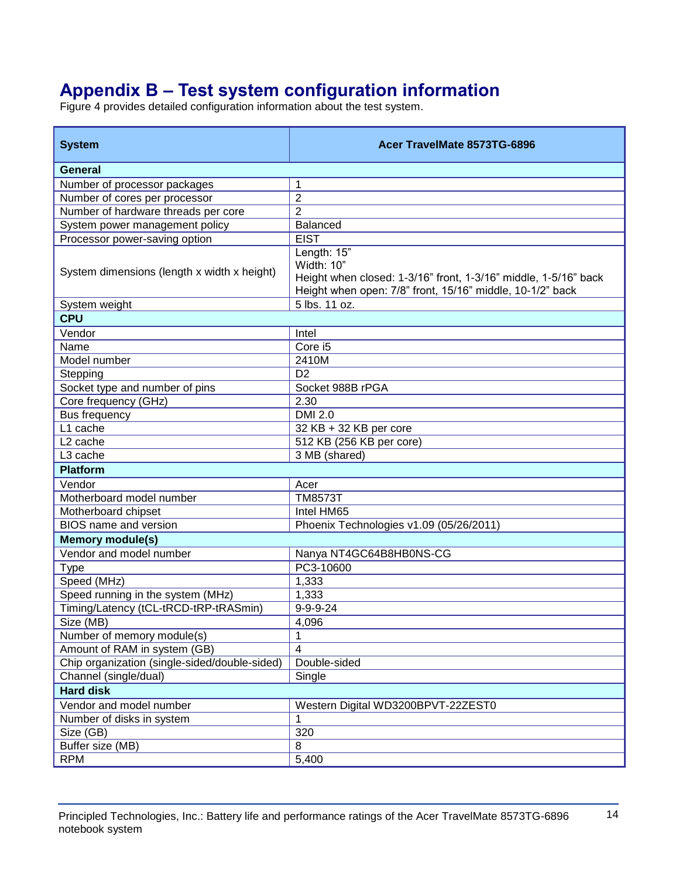# Appendix B – Test system configuration information

Figure 4 provides detailed configuration information about the test system.

| System | Acer TravelMate 8573TG-6896 |
|---|---|
| **General** | |
| Number of processor packages | 1 |
| Number of cores per processor | 2 |
| Number of hardware threads per core | 2 |
| System power management policy | Balanced |
| Processor power-saving option | EIST |
| System dimensions (length x width x height) | Length: 15"<br>Width: 10"<br>Height when closed: 1-3/16" front, 1-3/16" middle, 1-5/16" back<br>Height when open: 7/8" front, 15/16" middle, 10-1/2" back |
| System weight | 5 lbs. 11 oz. |
| **CPU** | |
| Vendor | Intel |
| Name | Core i5 |
| Model number | 2410M |
| Stepping | D2 |
| Socket type and number of pins | Socket 988B rPGA |
| Core frequency (GHz) | 2.30 |
| Bus frequency | DMI 2.0 |
| L1 cache | 32 KB + 32 KB per core |
| L2 cache | 512 KB (256 KB per core) |
| L3 cache | 3 MB (shared) |
| **Platform** | |
| Vendor | Acer |
| Motherboard model number | TM8573T |
| Motherboard chipset | Intel HM65 |
| BIOS name and version | Phoenix Technologies v1.09 (05/26/2011) |
| **Memory module(s)** | |
| Vendor and model number | Nanya NT4GC64B8HB0NS-CG |
| Type | PC3-10600 |
| Speed (MHz) | 1,333 |
| Speed running in the system (MHz) | 1,333 |
| Timing/Latency (tCL-tRCD-tRP-tRASmin) | 9-9-9-24 |
| Size (MB) | 4,096 |
| Number of memory module(s) | 1 |
| Amount of RAM in system (GB) | 4 |
| Chip organization (single-sided/double-sided) | Double-sided |
| Channel (single/dual) | Single |
| **Hard disk** | |
| Vendor and model number | Western Digital WD3200BPVT-22ZEST0 |
| Number of disks in system | 1 |
| Size (GB) | 320 |
| Buffer size (MB) | 8 |
| RPM | 5,400 |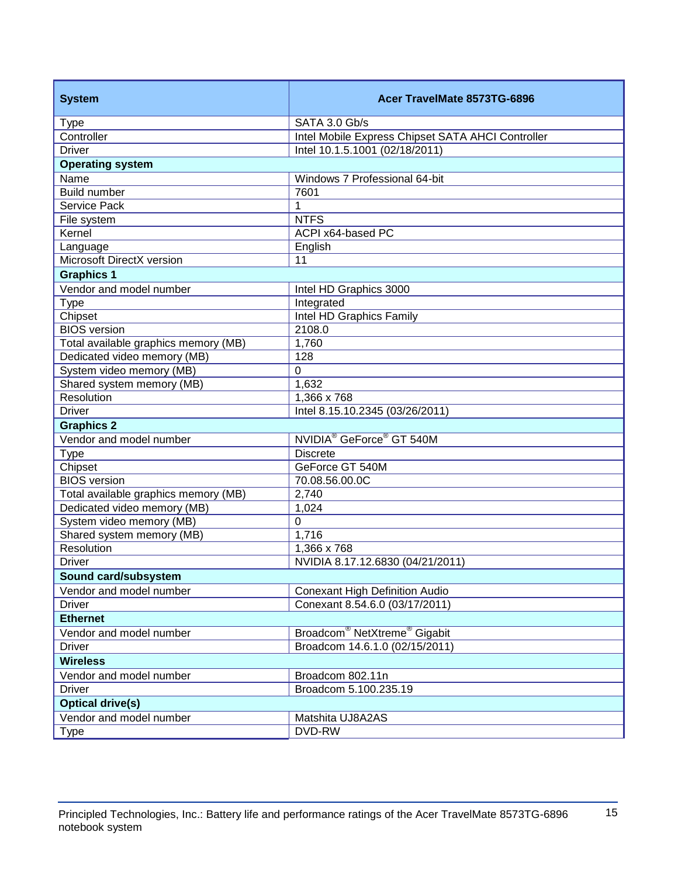| System | Acer TravelMate 8573TG-6896 |
|---|---|
| Type | SATA 3.0 Gb/s |
| Controller | Intel Mobile Express Chipset SATA AHCI Controller |
| Driver | Intel 10.1.5.1001 (02/18/2011) |
| **Operating system** | |
| Name | Windows 7 Professional 64-bit |
| Build number | 7601 |
| Service Pack | 1 |
| File system | NTFS |
| Kernel | ACPI x64-based PC |
| Language | English |
| Microsoft DirectX version | 11 |
| **Graphics 1** | |
| Vendor and model number | Intel HD Graphics 3000 |
| Type | Integrated |
| Chipset | Intel HD Graphics Family |
| BIOS version | 2108.0 |
| Total available graphics memory (MB) | 1,760 |
| Dedicated video memory (MB) | 128 |
| System video memory (MB) | 0 |
| Shared system memory (MB) | 1,632 |
| Resolution | 1,366 x 768 |
| Driver | Intel 8.15.10.2345 (03/26/2011) |
| **Graphics 2** | |
| Vendor and model number | NVIDIA® GeForce® GT 540M |
| Type | Discrete |
| Chipset | GeForce GT 540M |
| BIOS version | 70.08.56.00.0C |
| Total available graphics memory (MB) | 2,740 |
| Dedicated video memory (MB) | 1,024 |
| System video memory (MB) | 0 |
| Shared system memory (MB) | 1,716 |
| Resolution | 1,366 x 768 |
| Driver | NVIDIA 8.17.12.6830 (04/21/2011) |
| **Sound card/subsystem** | |
| Vendor and model number | Conexant High Definition Audio |
| Driver | Conexant 8.54.6.0 (03/17/2011) |
| **Ethernet** | |
| Vendor and model number | Broadcom® NetXtreme® Gigabit |
| Driver | Broadcom 14.6.1.0 (02/15/2011) |
| **Wireless** | |
| Vendor and model number | Broadcom 802.11n |
| Driver | Broadcom 5.100.235.19 |
| **Optical drive(s)** | |
| Vendor and model number | Matshita UJ8A2AS |
| Type | DVD-RW |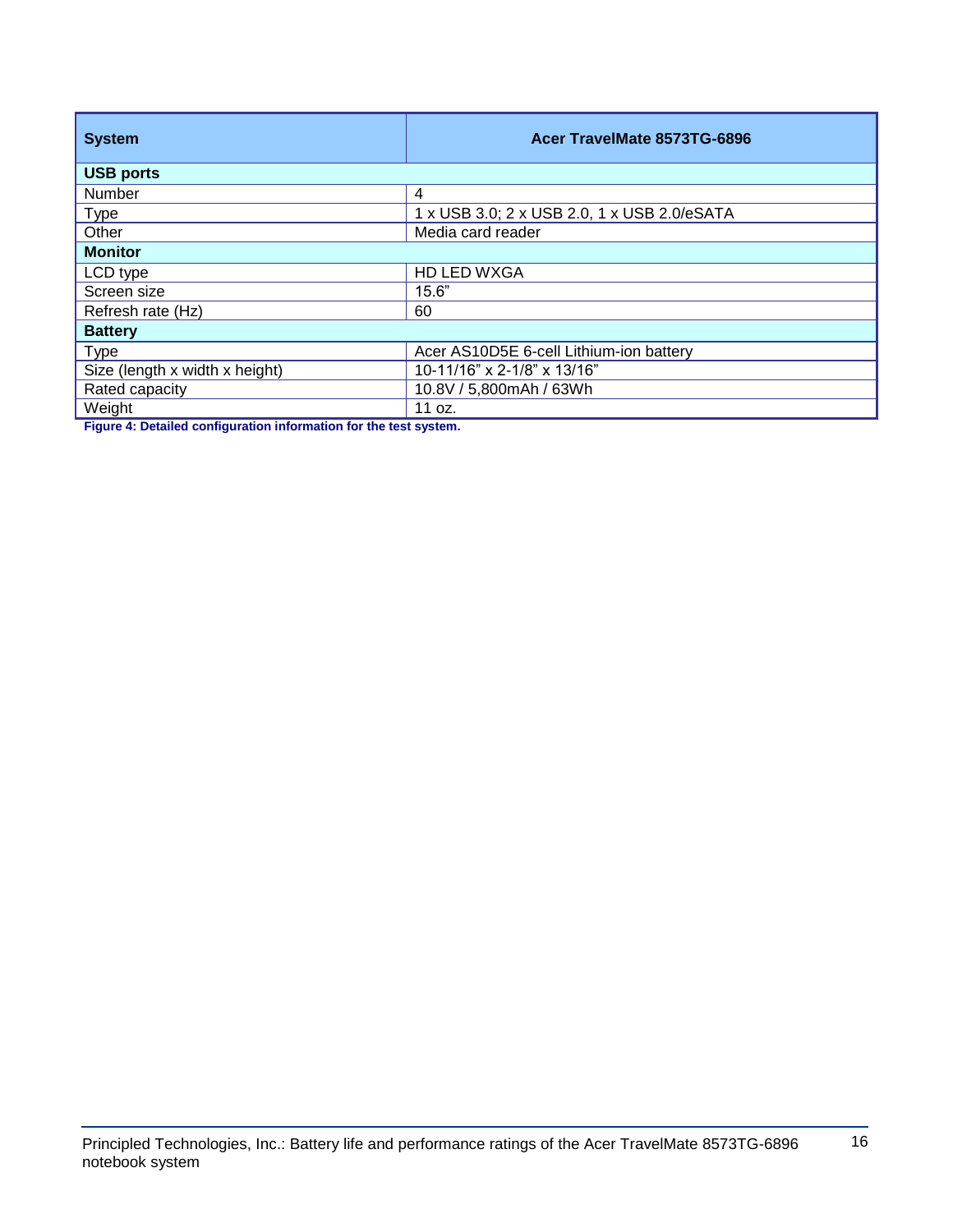| System | Acer TravelMate 8573TG-6896 |
| --- | --- |
| **USB ports** | |
| Number | 4 |
| Type | 1 x USB 3.0; 2 x USB 2.0, 1 x USB 2.0/eSATA |
| Other | Media card reader |
| **Monitor** | |
| LCD type | HD LED WXGA |
| Screen size | 15.6” |
| Refresh rate (Hz) | 60 |
| **Battery** | |
| Type | Acer AS10D5E 6-cell Lithium-ion battery |
| Size (length x width x height) | 10-11/16” x 2-1/8” x 13/16” |
| Rated capacity | 10.8V / 5,800mAh / 63Wh |
| Weight | 11 oz. |

**Figure 4: Detailed configuration information for the test system.**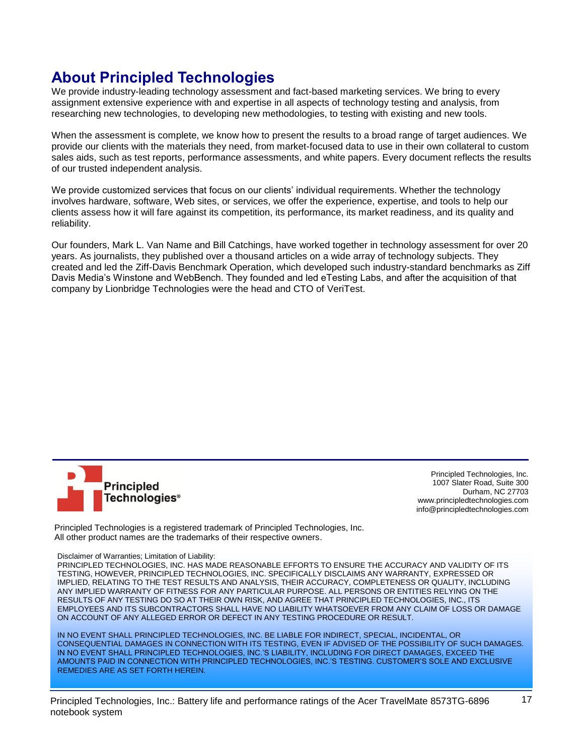## About Principled Technologies

We provide industry-leading technology assessment and fact-based marketing services. We bring to every assignment extensive experience with and expertise in all aspects of technology testing and analysis, from researching new technologies, to developing new methodologies, to testing with existing and new tools.

When the assessment is complete, we know how to present the results to a broad range of target audiences. We provide our clients with the materials they need, from market-focused data to use in their own collateral to custom sales aids, such as test reports, performance assessments, and white papers. Every document reflects the results of our trusted independent analysis.

We provide customized services that focus on our clients' individual requirements. Whether the technology involves hardware, software, Web sites, or services, we offer the experience, expertise, and tools to help our clients assess how it will fare against its competition, its performance, its market readiness, and its quality and reliability.

Our founders, Mark L. Van Name and Bill Catchings, have worked together in technology assessment for over 20 years. As journalists, they published over a thousand articles on a wide array of technology subjects. They created and led the Ziff-Davis Benchmark Operation, which developed such industry-standard benchmarks as Ziff Davis Media's Winstone and WebBench. They founded and led eTesting Labs, and after the acquisition of that company by Lionbridge Technologies were the head and CTO of VeriTest.

Principled Technologies®

Principled Technologies, Inc.
1007 Slater Road, Suite 300
Durham, NC 27703
www.principledtechnologies.com
info@principledtechnologies.com

Principled Technologies is a registered trademark of Principled Technologies, Inc.
All other product names are the trademarks of their respective owners.

Disclaimer of Warranties; Limitation of Liability:
PRINCIPLED TECHNOLOGIES, INC. HAS MADE REASONABLE EFFORTS TO ENSURE THE ACCURACY AND VALIDITY OF ITS TESTING, HOWEVER, PRINCIPLED TECHNOLOGIES, INC. SPECIFICALLY DISCLAIMS ANY WARRANTY, EXPRESSED OR IMPLIED, RELATING TO THE TEST RESULTS AND ANALYSIS, THEIR ACCURACY, COMPLETENESS OR QUALITY, INCLUDING ANY IMPLIED WARRANTY OF FITNESS FOR ANY PARTICULAR PURPOSE. ALL PERSONS OR ENTITIES RELYING ON THE RESULTS OF ANY TESTING DO SO AT THEIR OWN RISK, AND AGREE THAT PRINCIPLED TECHNOLOGIES, INC., ITS EMPLOYEES AND ITS SUBCONTRACTORS SHALL HAVE NO LIABILITY WHATSOEVER FROM ANY CLAIM OF LOSS OR DAMAGE ON ACCOUNT OF ANY ALLEGED ERROR OR DEFECT IN ANY TESTING PROCEDURE OR RESULT.

IN NO EVENT SHALL PRINCIPLED TECHNOLOGIES, INC. BE LIABLE FOR INDIRECT, SPECIAL, INCIDENTAL, OR CONSEQUENTIAL DAMAGES IN CONNECTION WITH ITS TESTING, EVEN IF ADVISED OF THE POSSIBILITY OF SUCH DAMAGES. IN NO EVENT SHALL PRINCIPLED TECHNOLOGIES, INC.'S LIABILITY, INCLUDING FOR DIRECT DAMAGES, EXCEED THE AMOUNTS PAID IN CONNECTION WITH PRINCIPLED TECHNOLOGIES, INC.'S TESTING. CUSTOMER'S SOLE AND EXCLUSIVE REMEDIES ARE AS SET FORTH HEREIN.